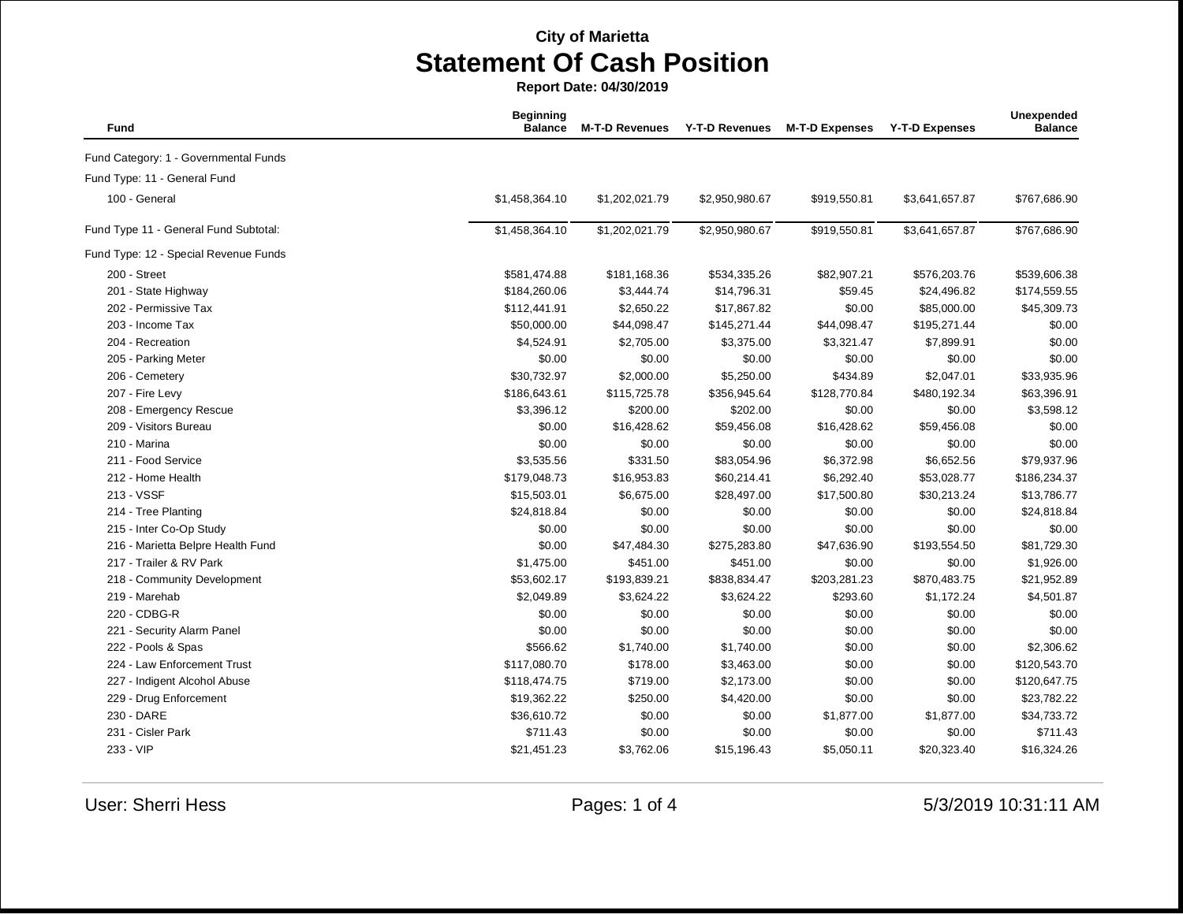**City of Marietta**

# Statement Of Cash Position

**Report Date: 04/30/2019**

| Fund | Beginning Balance | M-T-D Revenues | Y-T-D Revenues | M-T-D Expenses | Y-T-D Expenses | Unexpended Balance |
|---|---|---|---|---|---|---|
| Fund Category: 1 - Governmental Funds | | | | | | |
| Fund Type: 11 - General Fund | | | | | | |
| 100 - General | $1,458,364.10 | $1,202,021.79 | $2,950,980.67 | $919,550.81 | $3,641,657.87 | $767,686.90 |
| Fund Type 11 - General Fund Subtotal: | $1,458,364.10 | $1,202,021.79 | $2,950,980.67 | $919,550.81 | $3,641,657.87 | $767,686.90 |
| Fund Type: 12 - Special Revenue Funds | | | | | | |
| 200 - Street | $581,474.88 | $181,168.36 | $534,335.26 | $82,907.21 | $576,203.76 | $539,606.38 |
| 201 - State Highway | $184,260.06 | $3,444.74 | $14,796.31 | $59.45 | $24,496.82 | $174,559.55 |
| 202 - Permissive Tax | $112,441.91 | $2,650.22 | $17,867.82 | $0.00 | $85,000.00 | $45,309.73 |
| 203 - Income Tax | $50,000.00 | $44,098.47 | $145,271.44 | $44,098.47 | $195,271.44 | $0.00 |
| 204 - Recreation | $4,524.91 | $2,705.00 | $3,375.00 | $3,321.47 | $7,899.91 | $0.00 |
| 205 - Parking Meter | $0.00 | $0.00 | $0.00 | $0.00 | $0.00 | $0.00 |
| 206 - Cemetery | $30,732.97 | $2,000.00 | $5,250.00 | $434.89 | $2,047.01 | $33,935.96 |
| 207 - Fire Levy | $186,643.61 | $115,725.78 | $356,945.64 | $128,770.84 | $480,192.34 | $63,396.91 |
| 208 - Emergency Rescue | $3,396.12 | $200.00 | $202.00 | $0.00 | $0.00 | $3,598.12 |
| 209 - Visitors Bureau | $0.00 | $16,428.62 | $59,456.08 | $16,428.62 | $59,456.08 | $0.00 |
| 210 - Marina | $0.00 | $0.00 | $0.00 | $0.00 | $0.00 | $0.00 |
| 211 - Food Service | $3,535.56 | $331.50 | $83,054.96 | $6,372.98 | $6,652.56 | $79,937.96 |
| 212 - Home Health | $179,048.73 | $16,953.83 | $60,214.41 | $6,292.40 | $53,028.77 | $186,234.37 |
| 213 - VSSF | $15,503.01 | $6,675.00 | $28,497.00 | $17,500.80 | $30,213.24 | $13,786.77 |
| 214 - Tree Planting | $24,818.84 | $0.00 | $0.00 | $0.00 | $0.00 | $24,818.84 |
| 215 - Inter Co-Op Study | $0.00 | $0.00 | $0.00 | $0.00 | $0.00 | $0.00 |
| 216 - Marietta Belpre Health Fund | $0.00 | $47,484.30 | $275,283.80 | $47,636.90 | $193,554.50 | $81,729.30 |
| 217 - Trailer & RV Park | $1,475.00 | $451.00 | $451.00 | $0.00 | $0.00 | $1,926.00 |
| 218 - Community Development | $53,602.17 | $193,839.21 | $838,834.47 | $203,281.23 | $870,483.75 | $21,952.89 |
| 219 - Marehab | $2,049.89 | $3,624.22 | $3,624.22 | $293.60 | $1,172.24 | $4,501.87 |
| 220 - CDBG-R | $0.00 | $0.00 | $0.00 | $0.00 | $0.00 | $0.00 |
| 221 - Security Alarm Panel | $0.00 | $0.00 | $0.00 | $0.00 | $0.00 | $0.00 |
| 222 - Pools & Spas | $566.62 | $1,740.00 | $1,740.00 | $0.00 | $0.00 | $2,306.62 |
| 224 - Law Enforcement Trust | $117,080.70 | $178.00 | $3,463.00 | $0.00 | $0.00 | $120,543.70 |
| 227 - Indigent Alcohol Abuse | $118,474.75 | $719.00 | $2,173.00 | $0.00 | $0.00 | $120,647.75 |
| 229 - Drug Enforcement | $19,362.22 | $250.00 | $4,420.00 | $0.00 | $0.00 | $23,782.22 |
| 230 - DARE | $36,610.72 | $0.00 | $0.00 | $1,877.00 | $1,877.00 | $34,733.72 |
| 231 - Cisler Park | $711.43 | $0.00 | $0.00 | $0.00 | $0.00 | $711.43 |
| 233 - VIP | $21,451.23 | $3,762.06 | $15,196.43 | $5,050.11 | $20,323.40 | $16,324.26 |

User: Sherri Hess 5/3/2019 10:31:11 AM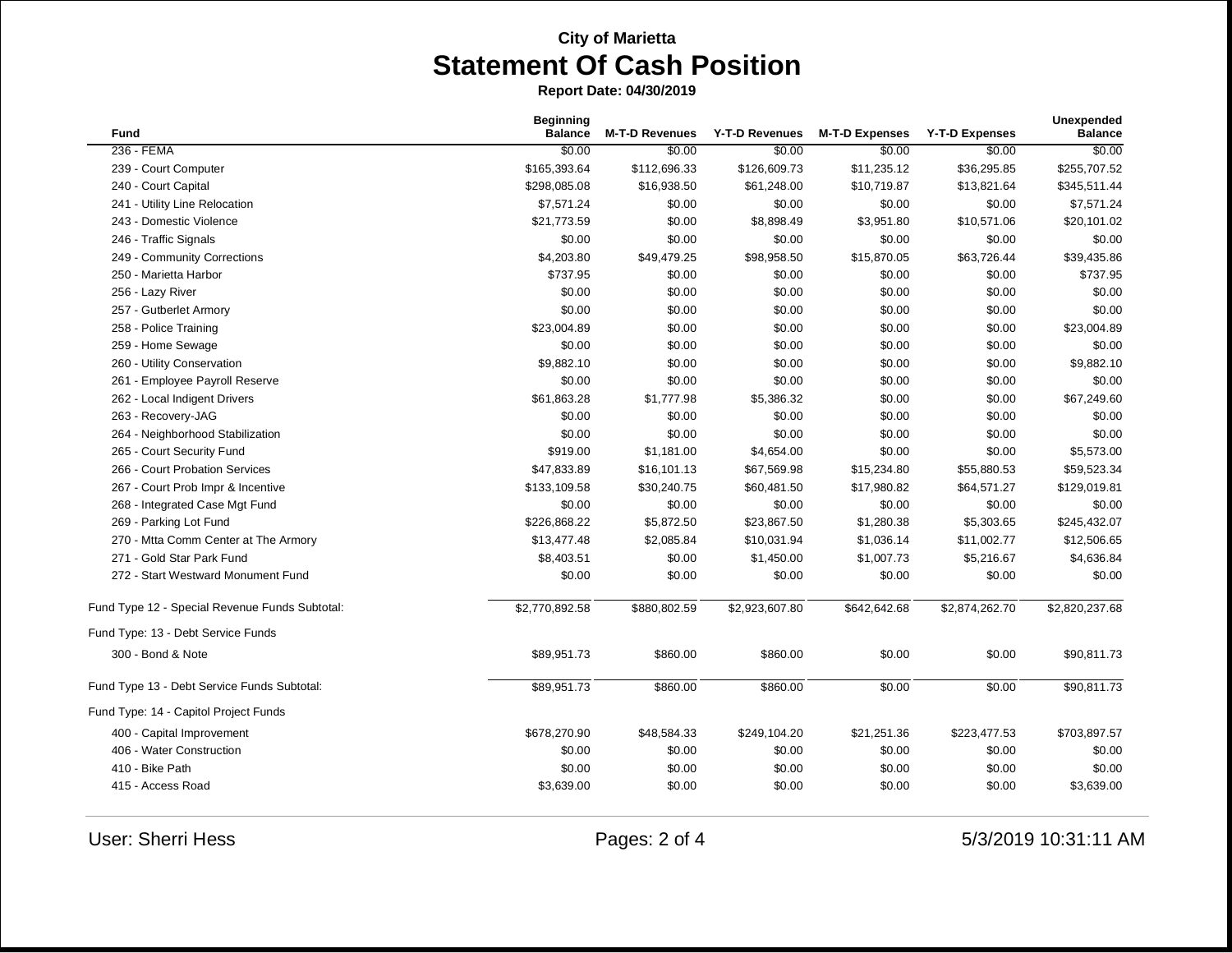**City of Marietta**

# Statement Of Cash Position

**Report Date: 04/30/2019**

| Fund | Beginning Balance | M-T-D Revenues | Y-T-D Revenues | M-T-D Expenses | Y-T-D Expenses | Unexpended Balance |
|---|---|---|---|---|---|---|
| 236 - FEMA | $0.00 | $0.00 | $0.00 | $0.00 | $0.00 | $0.00 |
| 239 - Court Computer | $165,393.64 | $112,696.33 | $126,609.73 | $11,235.12 | $36,295.85 | $255,707.52 |
| 240 - Court Capital | $298,085.08 | $16,938.50 | $61,248.00 | $10,719.87 | $13,821.64 | $345,511.44 |
| 241 - Utility Line Relocation | $7,571.24 | $0.00 | $0.00 | $0.00 | $0.00 | $7,571.24 |
| 243 - Domestic Violence | $21,773.59 | $0.00 | $8,898.49 | $3,951.80 | $10,571.06 | $20,101.02 |
| 246 - Traffic Signals | $0.00 | $0.00 | $0.00 | $0.00 | $0.00 | $0.00 |
| 249 - Community Corrections | $4,203.80 | $49,479.25 | $98,958.50 | $15,870.05 | $63,726.44 | $39,435.86 |
| 250 - Marietta Harbor | $737.95 | $0.00 | $0.00 | $0.00 | $0.00 | $737.95 |
| 256 - Lazy River | $0.00 | $0.00 | $0.00 | $0.00 | $0.00 | $0.00 |
| 257 - Gutberlet Armory | $0.00 | $0.00 | $0.00 | $0.00 | $0.00 | $0.00 |
| 258 - Police Training | $23,004.89 | $0.00 | $0.00 | $0.00 | $0.00 | $23,004.89 |
| 259 - Home Sewage | $0.00 | $0.00 | $0.00 | $0.00 | $0.00 | $0.00 |
| 260 - Utility Conservation | $9,882.10 | $0.00 | $0.00 | $0.00 | $0.00 | $9,882.10 |
| 261 - Employee Payroll Reserve | $0.00 | $0.00 | $0.00 | $0.00 | $0.00 | $0.00 |
| 262 - Local Indigent Drivers | $61,863.28 | $1,777.98 | $5,386.32 | $0.00 | $0.00 | $67,249.60 |
| 263 - Recovery-JAG | $0.00 | $0.00 | $0.00 | $0.00 | $0.00 | $0.00 |
| 264 - Neighborhood Stabilization | $0.00 | $0.00 | $0.00 | $0.00 | $0.00 | $0.00 |
| 265 - Court Security Fund | $919.00 | $1,181.00 | $4,654.00 | $0.00 | $0.00 | $5,573.00 |
| 266 - Court Probation Services | $47,833.89 | $16,101.13 | $67,569.98 | $15,234.80 | $55,880.53 | $59,523.34 |
| 267 - Court Prob Impr & Incentive | $133,109.58 | $30,240.75 | $60,481.50 | $17,980.82 | $64,571.27 | $129,019.81 |
| 268 - Integrated Case Mgt Fund | $0.00 | $0.00 | $0.00 | $0.00 | $0.00 | $0.00 |
| 269 - Parking Lot Fund | $226,868.22 | $5,872.50 | $23,867.50 | $1,280.38 | $5,303.65 | $245,432.07 |
| 270 - Mtta Comm Center at The Armory | $13,477.48 | $2,085.84 | $10,031.94 | $1,036.14 | $11,002.77 | $12,506.65 |
| 271 - Gold Star Park Fund | $8,403.51 | $0.00 | $1,450.00 | $1,007.73 | $5,216.67 | $4,636.84 |
| 272 - Start Westward Monument Fund | $0.00 | $0.00 | $0.00 | $0.00 | $0.00 | $0.00 |
| Fund Type 12 - Special Revenue Funds Subtotal: | $2,770,892.58 | $880,802.59 | $2,923,607.80 | $642,642.68 | $2,874,262.70 | $2,820,237.68 |
| Fund Type: 13 - Debt Service Funds | | | | | | |
| 300 - Bond & Note | $89,951.73 | $860.00 | $860.00 | $0.00 | $0.00 | $90,811.73 |
| Fund Type 13 - Debt Service Funds Subtotal: | $89,951.73 | $860.00 | $860.00 | $0.00 | $0.00 | $90,811.73 |
| Fund Type: 14 - Capitol Project Funds | | | | | | |
| 400 - Capital Improvement | $678,270.90 | $48,584.33 | $249,104.20 | $21,251.36 | $223,477.53 | $703,897.57 |
| 406 - Water Construction | $0.00 | $0.00 | $0.00 | $0.00 | $0.00 | $0.00 |
| 410 - Bike Path | $0.00 | $0.00 | $0.00 | $0.00 | $0.00 | $0.00 |
| 415 - Access Road | $3,639.00 | $0.00 | $0.00 | $0.00 | $0.00 | $3,639.00 |

User: Sherri Hess

5/3/2019 10:31:11 AM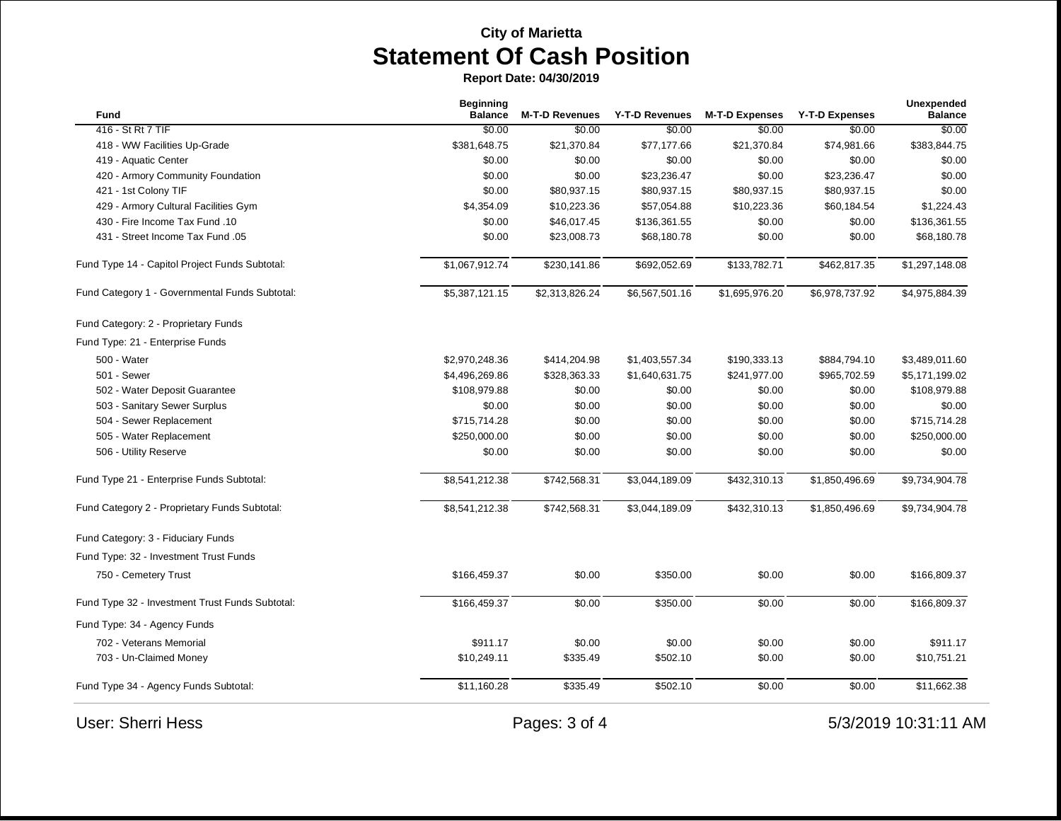**City of Marietta**

# Statement Of Cash Position

**Report Date: 04/30/2019**

| Fund | Beginning Balance | M-T-D Revenues | Y-T-D Revenues | M-T-D Expenses | Y-T-D Expenses | Unexpended Balance |
|---|---|---|---|---|---|---|
| 416 - St Rt 7 TIF | $0.00 | $0.00 | $0.00 | $0.00 | $0.00 | $0.00 |
| 418 - WW Facilities Up-Grade | $381,648.75 | $21,370.84 | $77,177.66 | $21,370.84 | $74,981.66 | $383,844.75 |
| 419 - Aquatic Center | $0.00 | $0.00 | $0.00 | $0.00 | $0.00 | $0.00 |
| 420 - Armory Community Foundation | $0.00 | $0.00 | $23,236.47 | $0.00 | $23,236.47 | $0.00 |
| 421 - 1st Colony TIF | $0.00 | $80,937.15 | $80,937.15 | $80,937.15 | $80,937.15 | $0.00 |
| 429 - Armory Cultural Facilities Gym | $4,354.09 | $10,223.36 | $57,054.88 | $10,223.36 | $60,184.54 | $1,224.43 |
| 430 - Fire Income Tax Fund .10 | $0.00 | $46,017.45 | $136,361.55 | $0.00 | $0.00 | $136,361.55 |
| 431 - Street Income Tax Fund .05 | $0.00 | $23,008.73 | $68,180.78 | $0.00 | $0.00 | $68,180.78 |
| Fund Type 14 - Capitol Project Funds Subtotal: | $1,067,912.74 | $230,141.86 | $692,052.69 | $133,782.71 | $462,817.35 | $1,297,148.08 |
| Fund Category 1 - Governmental Funds Subtotal: | $5,387,121.15 | $2,313,826.24 | $6,567,501.16 | $1,695,976.20 | $6,978,737.92 | $4,975,884.39 |
| Fund Category: 2 - Proprietary Funds | | | | | | |
| Fund Type: 21 - Enterprise Funds | | | | | | |
| 500 - Water | $2,970,248.36 | $414,204.98 | $1,403,557.34 | $190,333.13 | $884,794.10 | $3,489,011.60 |
| 501 - Sewer | $4,496,269.86 | $328,363.33 | $1,640,631.75 | $241,977.00 | $965,702.59 | $5,171,199.02 |
| 502 - Water Deposit Guarantee | $108,979.88 | $0.00 | $0.00 | $0.00 | $0.00 | $108,979.88 |
| 503 - Sanitary Sewer Surplus | $0.00 | $0.00 | $0.00 | $0.00 | $0.00 | $0.00 |
| 504 - Sewer Replacement | $715,714.28 | $0.00 | $0.00 | $0.00 | $0.00 | $715,714.28 |
| 505 - Water Replacement | $250,000.00 | $0.00 | $0.00 | $0.00 | $0.00 | $250,000.00 |
| 506 - Utility Reserve | $0.00 | $0.00 | $0.00 | $0.00 | $0.00 | $0.00 |
| Fund Type 21 - Enterprise Funds Subtotal: | $8,541,212.38 | $742,568.31 | $3,044,189.09 | $432,310.13 | $1,850,496.69 | $9,734,904.78 |
| Fund Category 2 - Proprietary Funds Subtotal: | $8,541,212.38 | $742,568.31 | $3,044,189.09 | $432,310.13 | $1,850,496.69 | $9,734,904.78 |
| Fund Category: 3 - Fiduciary Funds | | | | | | |
| Fund Type: 32 - Investment Trust Funds | | | | | | |
| 750 - Cemetery Trust | $166,459.37 | $0.00 | $350.00 | $0.00 | $0.00 | $166,809.37 |
| Fund Type 32 - Investment Trust Funds Subtotal: | $166,459.37 | $0.00 | $350.00 | $0.00 | $0.00 | $166,809.37 |
| Fund Type: 34 - Agency Funds | | | | | | |
| 702 - Veterans Memorial | $911.17 | $0.00 | $0.00 | $0.00 | $0.00 | $911.17 |
| 703 - Un-Claimed Money | $10,249.11 | $335.49 | $502.10 | $0.00 | $0.00 | $10,751.21 |
| Fund Type 34 - Agency Funds Subtotal: | $11,160.28 | $335.49 | $502.10 | $0.00 | $0.00 | $11,662.38 |

User: Sherri Hess 5/3/2019 10:31:11 AM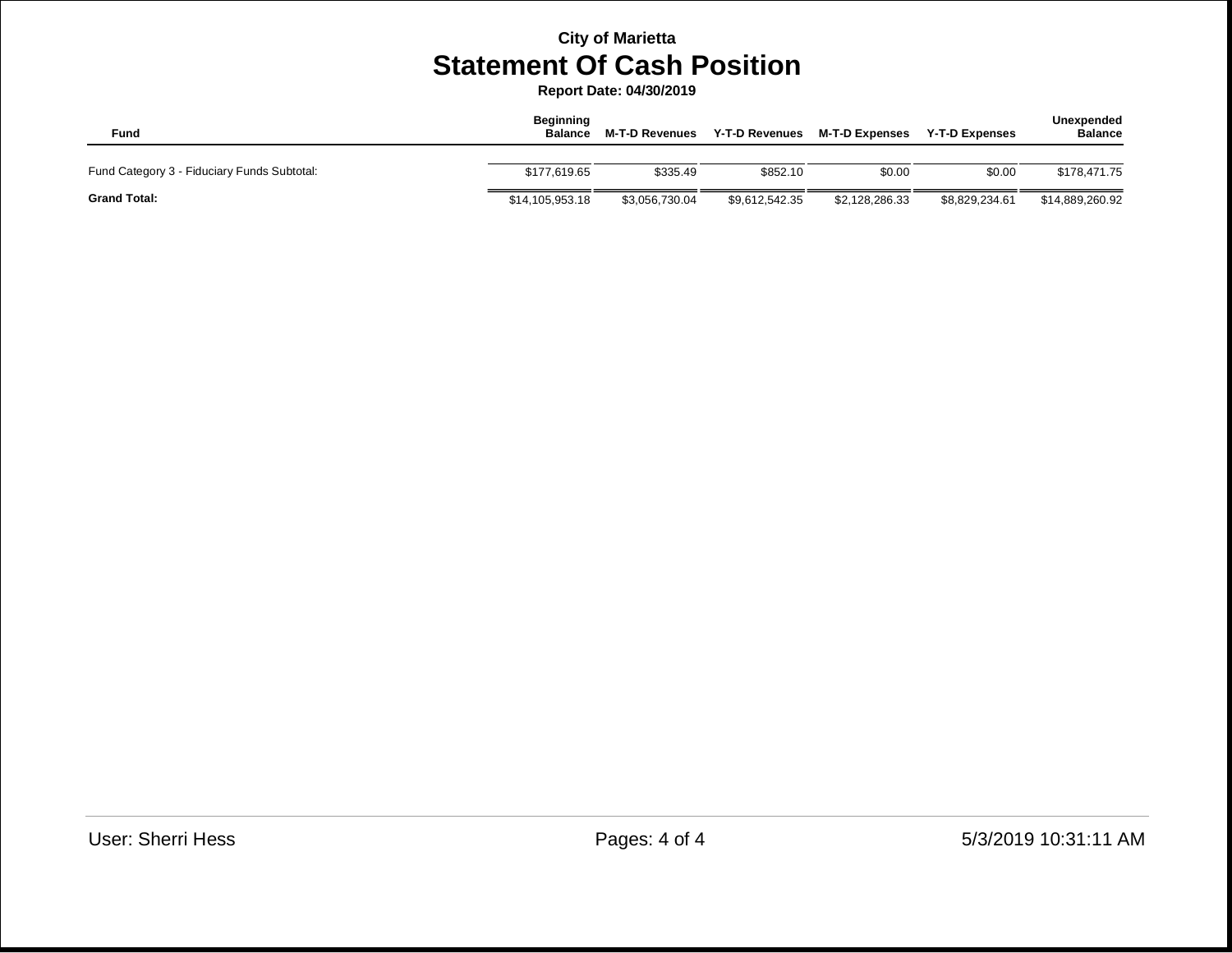**City of Marietta**

# Statement Of Cash Position

**Report Date: 04/30/2019**

| Fund | Beginning Balance | M-T-D Revenues | Y-T-D Revenues | M-T-D Expenses | Y-T-D Expenses | Unexpended Balance |
|---|---|---|---|---|---|---|
| Fund Category 3 - Fiduciary Funds Subtotal: | $177,619.65 | $335.49 | $852.10 | $0.00 | $0.00 | $178,471.75 |
| **Grand Total:** | $14,105,953.18 | $3,056,730.04 | $9,612,542.35 | $2,128,286.33 | $8,829,234.61 | $14,889,260.92 |

User: Sherri Hess

5/3/2019 10:31:11 AM